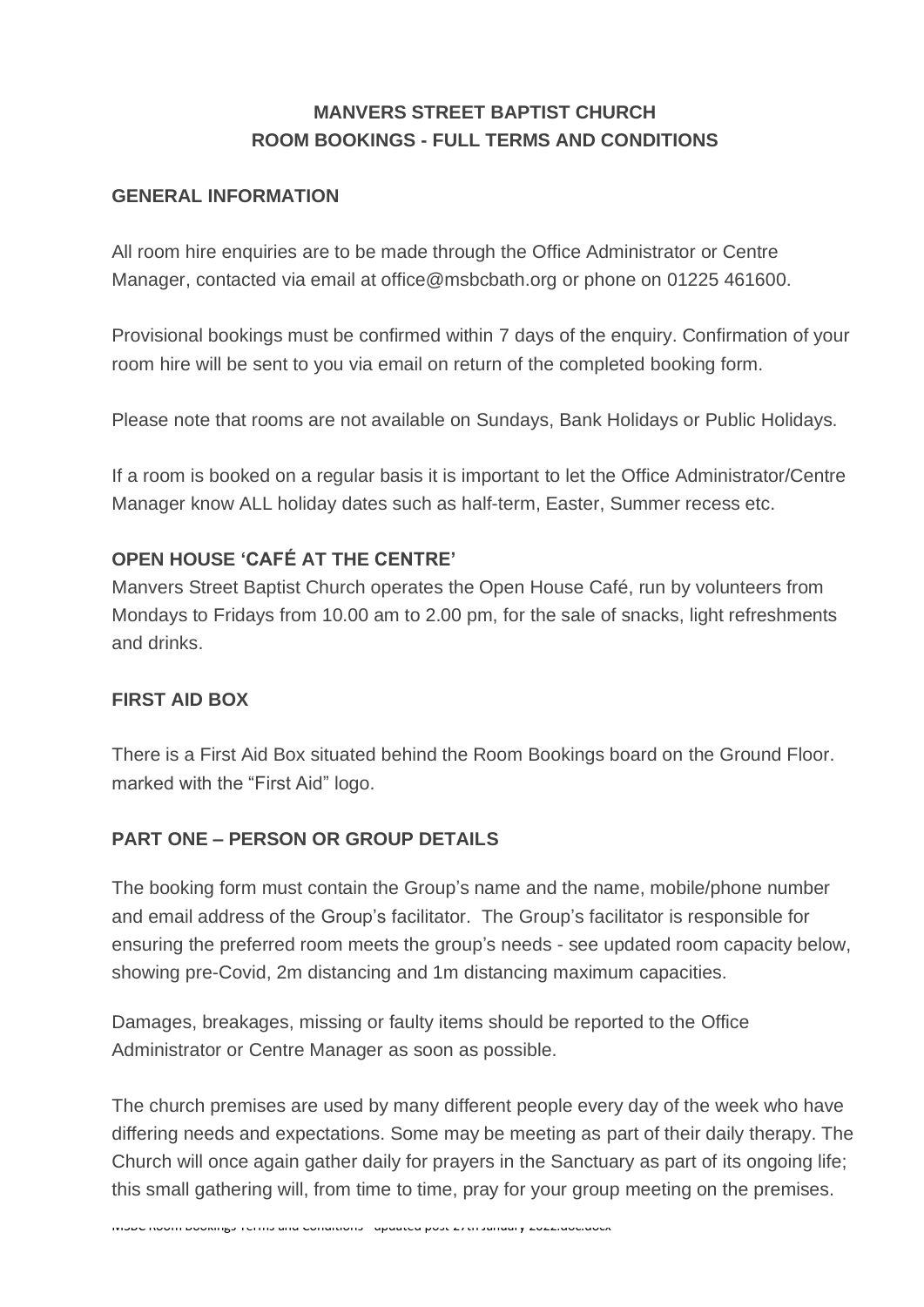# MANVERS STREET BAPTIST CHURCH
# ROOM BOOKINGS - FULL TERMS AND CONDITIONS

## GENERAL INFORMATION

All room hire enquiries are to be made through the Office Administrator or Centre Manager, contacted via email at office@msbcbath.org or phone on 01225 461600.

Provisional bookings must be confirmed within 7 days of the enquiry. Confirmation of your room hire will be sent to you via email on return of the completed booking form.

Please note that rooms are not available on Sundays, Bank Holidays or Public Holidays.

If a room is booked on a regular basis it is important to let the Office Administrator/Centre Manager know ALL holiday dates such as half-term, Easter, Summer recess etc.

## OPEN HOUSE 'CAFÉ AT THE CENTRE'

Manvers Street Baptist Church operates the Open House Café, run by volunteers from Mondays to Fridays from 10.00 am to 2.00 pm, for the sale of snacks, light refreshments and drinks.

## FIRST AID BOX

There is a First Aid Box situated behind the Room Bookings board on the Ground Floor. marked with the "First Aid" logo.

## PART ONE – PERSON OR GROUP DETAILS

The booking form must contain the Group's name and the name, mobile/phone number and email address of the Group's facilitator. The Group's facilitator is responsible for ensuring the preferred room meets the group's needs - see updated room capacity below, showing pre-Covid, 2m distancing and 1m distancing maximum capacities.

Damages, breakages, missing or faulty items should be reported to the Office Administrator or Centre Manager as soon as possible.

The church premises are used by many different people every day of the week who have differing needs and expectations. Some may be meeting as part of their daily therapy. The Church will once again gather daily for prayers in the Sanctuary as part of its ongoing life; this small gathering will, from time to time, pray for your group meeting on the premises.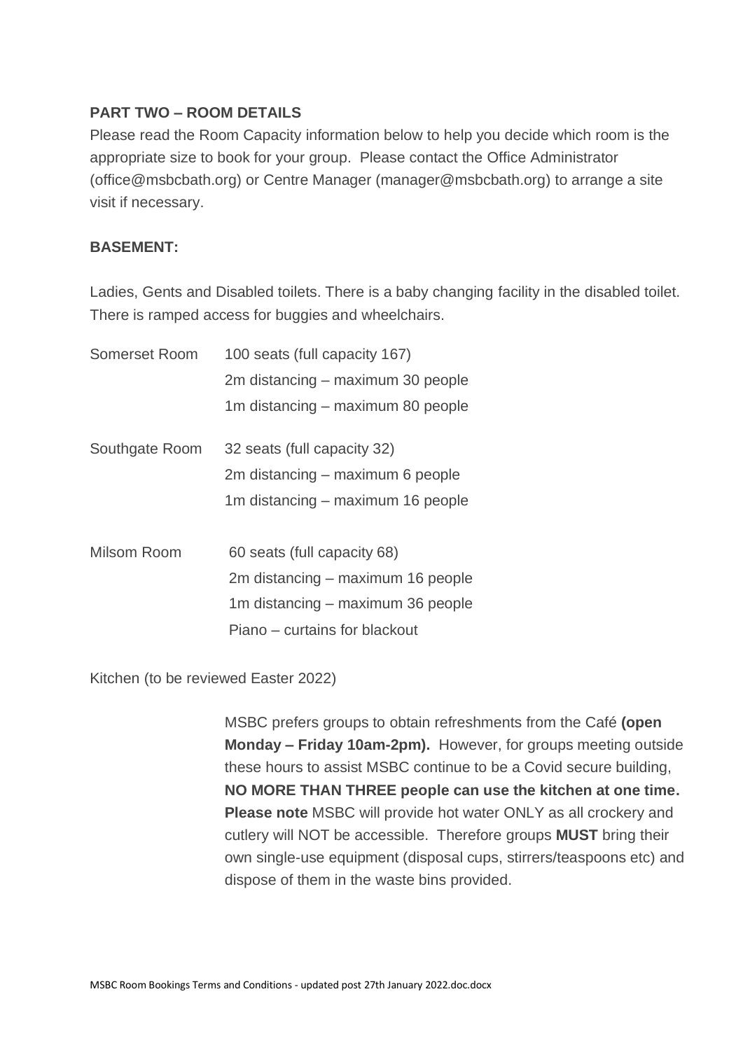**PART TWO – ROOM DETAILS**

Please read the Room Capacity information below to help you decide which room is the appropriate size to book for your group. Please contact the Office Administrator (office@msbcbath.org) or Centre Manager (manager@msbcbath.org) to arrange a site visit if necessary.

**BASEMENT:**

Ladies, Gents and Disabled toilets. There is a baby changing facility in the disabled toilet. There is ramped access for buggies and wheelchairs.

Somerset Room
100 seats (full capacity 167)
2m distancing – maximum 30 people
1m distancing – maximum 80 people

Southgate Room
32 seats (full capacity 32)
2m distancing – maximum 6 people
1m distancing – maximum 16 people

Milsom Room
60 seats (full capacity 68)
2m distancing – maximum 16 people
1m distancing – maximum 36 people
Piano – curtains for blackout

Kitchen (to be reviewed Easter 2022)

MSBC prefers groups to obtain refreshments from the Café **(open Monday – Friday 10am-2pm).** However, for groups meeting outside these hours to assist MSBC continue to be a Covid secure building, **NO MORE THAN THREE people can use the kitchen at one time. Please note** MSBC will provide hot water ONLY as all crockery and cutlery will NOT be accessible. Therefore groups **MUST** bring their own single-use equipment (disposal cups, stirrers/teaspoons etc) and dispose of them in the waste bins provided.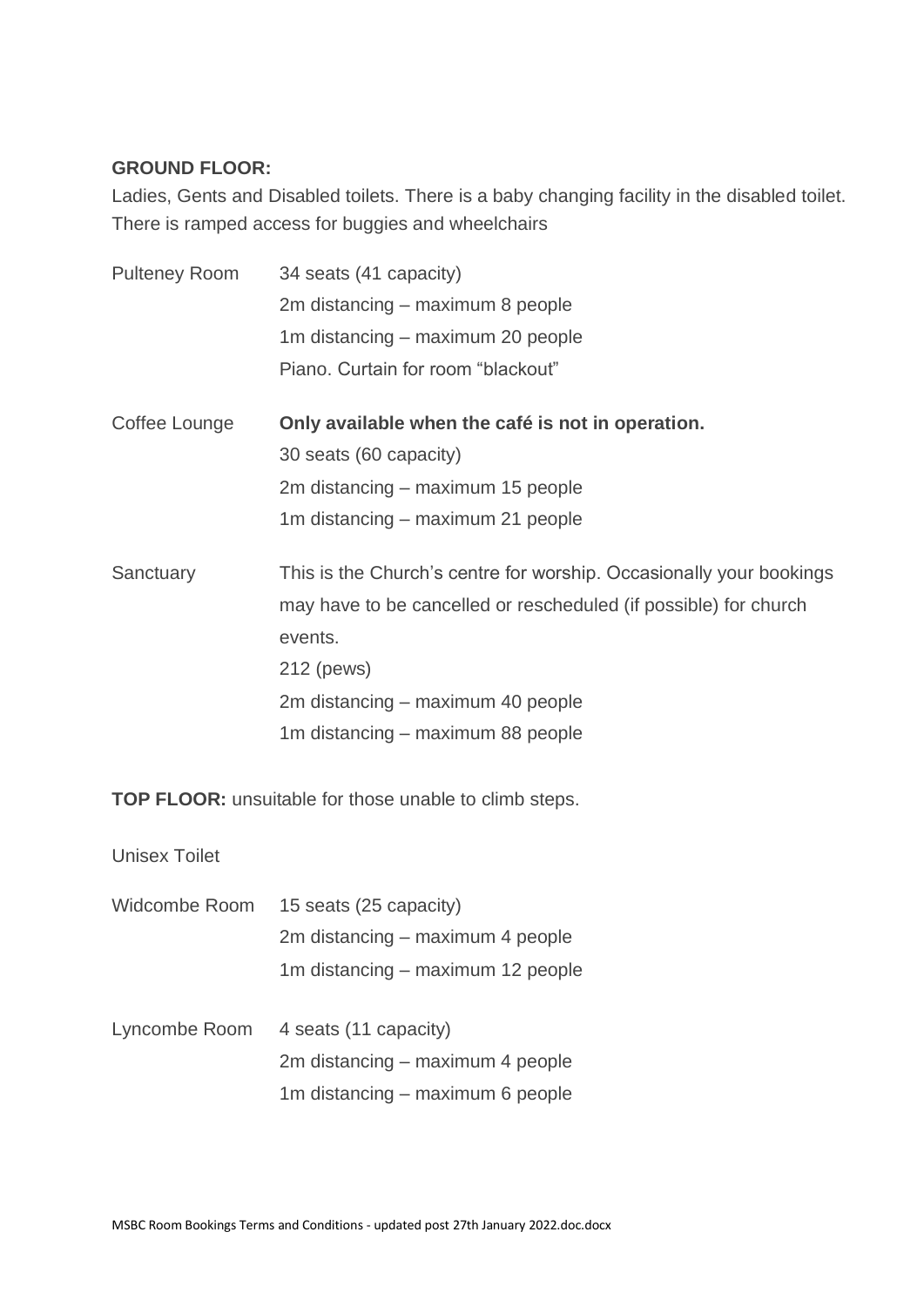**GROUND FLOOR:**

Ladies, Gents and Disabled toilets. There is a baby changing facility in the disabled toilet. There is ramped access for buggies and wheelchairs

| | |
|---|---|
| Pulteney Room | 34 seats (41 capacity)<br>2m distancing – maximum 8 people<br>1m distancing – maximum 20 people<br>Piano. Curtain for room "blackout" |
| Coffee Lounge | **Only available when the café is not in operation.**<br>30 seats (60 capacity)<br>2m distancing – maximum 15 people<br>1m distancing – maximum 21 people |
| Sanctuary | This is the Church's centre for worship. Occasionally your bookings may have to be cancelled or rescheduled (if possible) for church events.<br>212 (pews)<br>2m distancing – maximum 40 people<br>1m distancing – maximum 88 people |

**TOP FLOOR:** unsuitable for those unable to climb steps.

Unisex Toilet

| | |
|---|---|
| Widcombe Room | 15 seats (25 capacity)<br>2m distancing – maximum 4 people<br>1m distancing – maximum 12 people |
| Lyncombe Room | 4 seats (11 capacity)<br>2m distancing – maximum 4 people<br>1m distancing – maximum 6 people |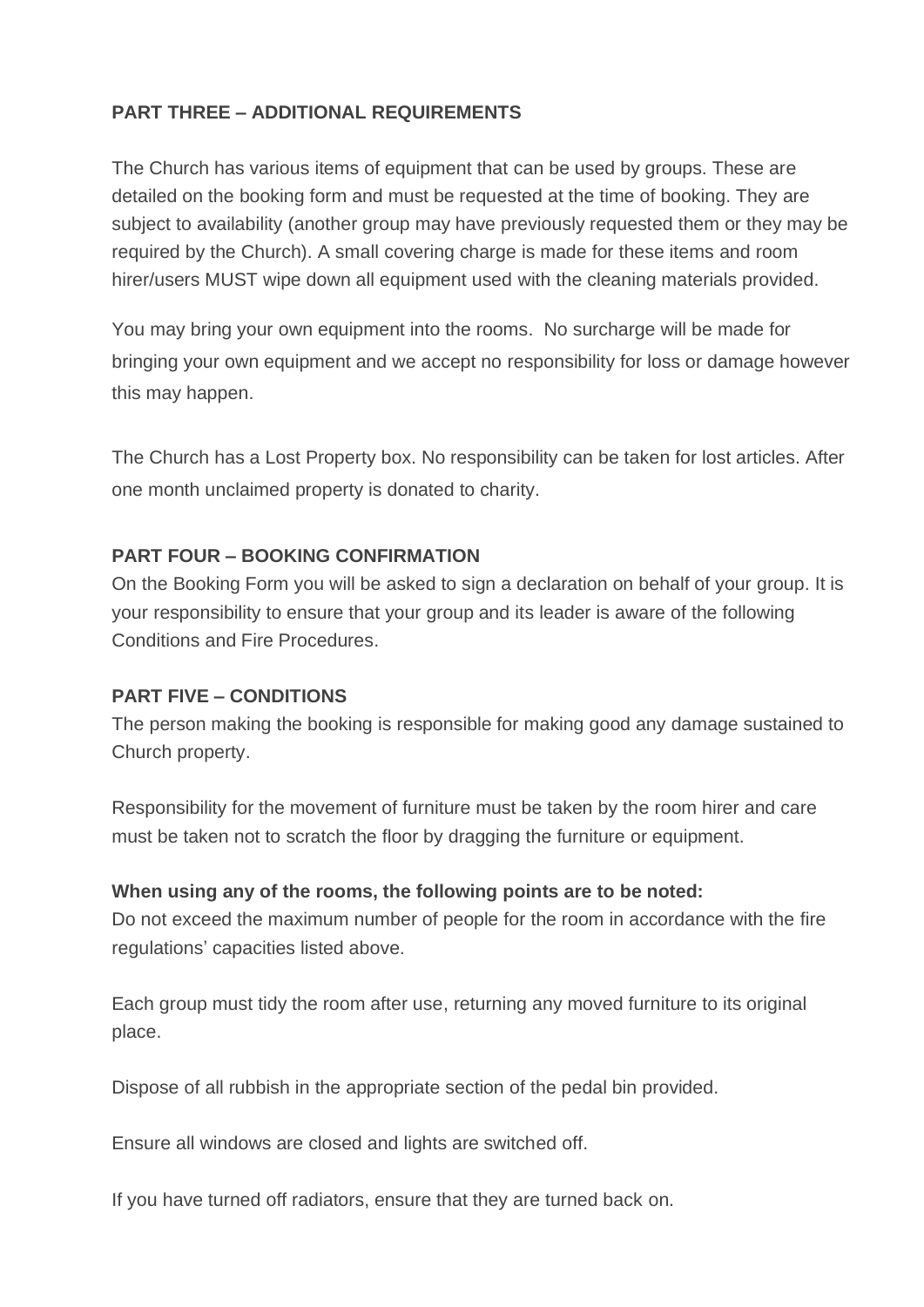**PART THREE – ADDITIONAL REQUIREMENTS**

The Church has various items of equipment that can be used by groups. These are detailed on the booking form and must be requested at the time of booking. They are subject to availability (another group may have previously requested them or they may be required by the Church). A small covering charge is made for these items and room hirer/users MUST wipe down all equipment used with the cleaning materials provided.

You may bring your own equipment into the rooms. No surcharge will be made for bringing your own equipment and we accept no responsibility for loss or damage however this may happen.

The Church has a Lost Property box. No responsibility can be taken for lost articles. After one month unclaimed property is donated to charity.

**PART FOUR – BOOKING CONFIRMATION**

On the Booking Form you will be asked to sign a declaration on behalf of your group. It is your responsibility to ensure that your group and its leader is aware of the following Conditions and Fire Procedures.

**PART FIVE – CONDITIONS**

The person making the booking is responsible for making good any damage sustained to Church property.

Responsibility for the movement of furniture must be taken by the room hirer and care must be taken not to scratch the floor by dragging the furniture or equipment.

**When using any of the rooms, the following points are to be noted:**

Do not exceed the maximum number of people for the room in accordance with the fire regulations' capacities listed above.

Each group must tidy the room after use, returning any moved furniture to its original place.

Dispose of all rubbish in the appropriate section of the pedal bin provided.

Ensure all windows are closed and lights are switched off.

If you have turned off radiators, ensure that they are turned back on.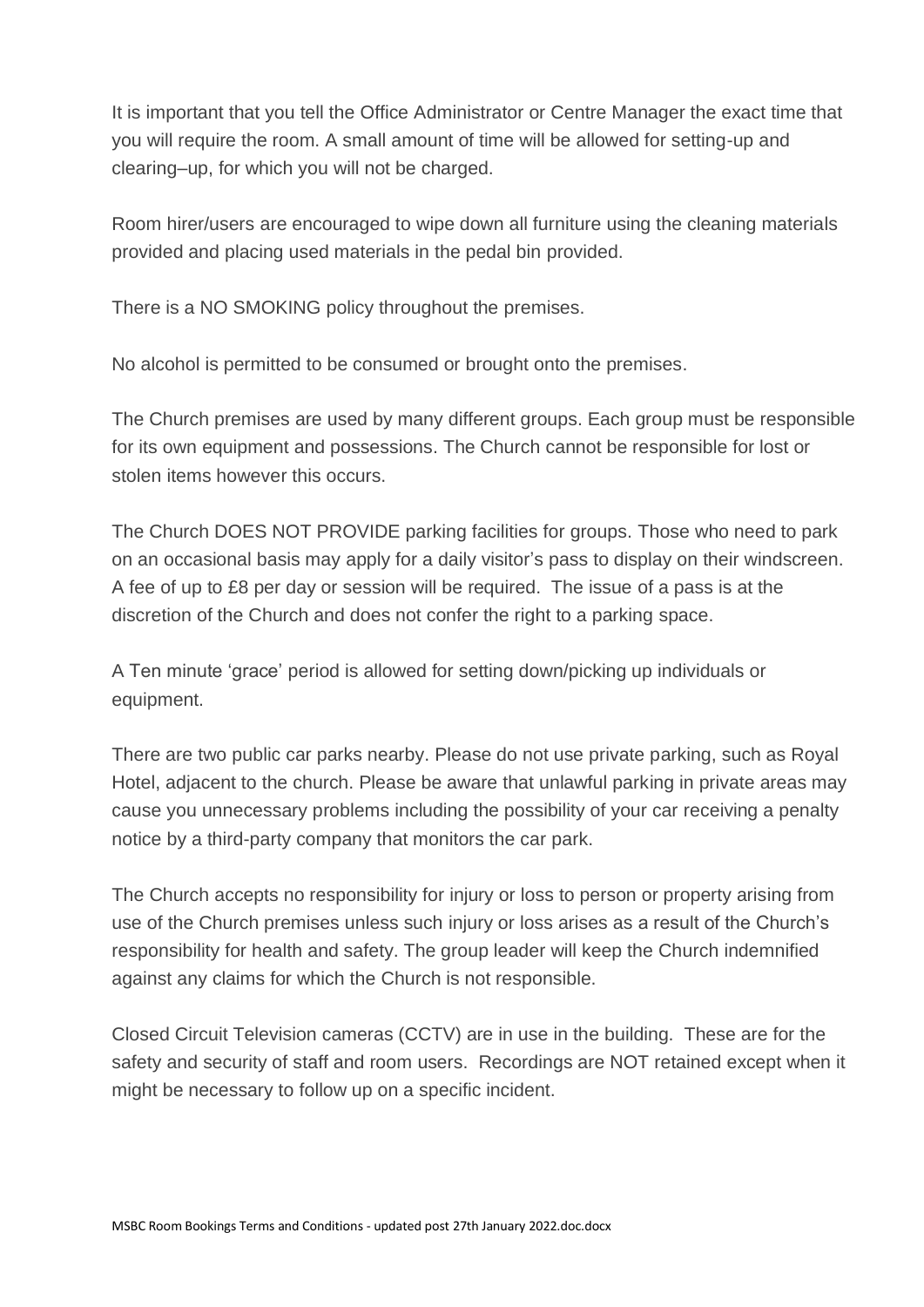It is important that you tell the Office Administrator or Centre Manager the exact time that you will require the room. A small amount of time will be allowed for setting-up and clearing–up, for which you will not be charged.

Room hirer/users are encouraged to wipe down all furniture using the cleaning materials provided and placing used materials in the pedal bin provided.

There is a NO SMOKING policy throughout the premises.

No alcohol is permitted to be consumed or brought onto the premises.

The Church premises are used by many different groups. Each group must be responsible for its own equipment and possessions. The Church cannot be responsible for lost or stolen items however this occurs.

The Church DOES NOT PROVIDE parking facilities for groups. Those who need to park on an occasional basis may apply for a daily visitor's pass to display on their windscreen. A fee of up to £8 per day or session will be required. The issue of a pass is at the discretion of the Church and does not confer the right to a parking space.

A Ten minute 'grace' period is allowed for setting down/picking up individuals or equipment.

There are two public car parks nearby. Please do not use private parking, such as Royal Hotel, adjacent to the church. Please be aware that unlawful parking in private areas may cause you unnecessary problems including the possibility of your car receiving a penalty notice by a third-party company that monitors the car park.

The Church accepts no responsibility for injury or loss to person or property arising from use of the Church premises unless such injury or loss arises as a result of the Church's responsibility for health and safety. The group leader will keep the Church indemnified against any claims for which the Church is not responsible.

Closed Circuit Television cameras (CCTV) are in use in the building. These are for the safety and security of staff and room users. Recordings are NOT retained except when it might be necessary to follow up on a specific incident.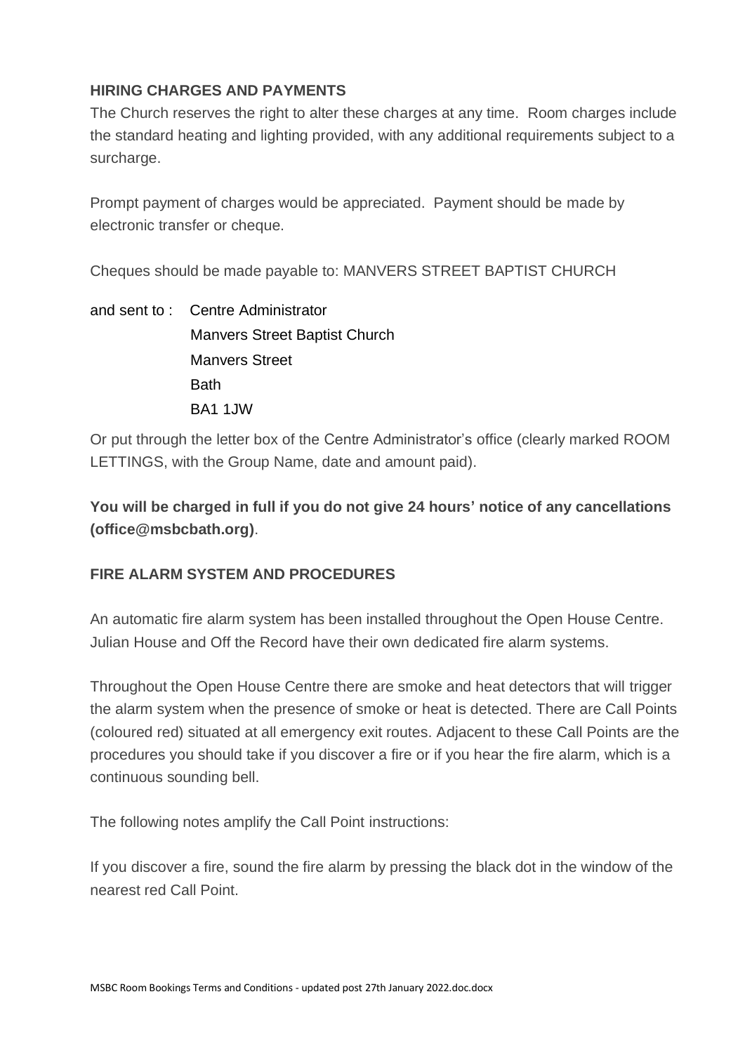**HIRING CHARGES AND PAYMENTS**

The Church reserves the right to alter these charges at any time. Room charges include the standard heating and lighting provided, with any additional requirements subject to a surcharge.

Prompt payment of charges would be appreciated. Payment should be made by electronic transfer or cheque.

Cheques should be made payable to: MANVERS STREET BAPTIST CHURCH

and sent to : Centre Administrator
Manvers Street Baptist Church
Manvers Street
Bath
BA1 1JW

Or put through the letter box of the Centre Administrator's office (clearly marked ROOM LETTINGS, with the Group Name, date and amount paid).

**You will be charged in full if you do not give 24 hours' notice of any cancellations (office@msbcbath.org)**.

**FIRE ALARM SYSTEM AND PROCEDURES**

An automatic fire alarm system has been installed throughout the Open House Centre. Julian House and Off the Record have their own dedicated fire alarm systems.

Throughout the Open House Centre there are smoke and heat detectors that will trigger the alarm system when the presence of smoke or heat is detected. There are Call Points (coloured red) situated at all emergency exit routes. Adjacent to these Call Points are the procedures you should take if you discover a fire or if you hear the fire alarm, which is a continuous sounding bell.

The following notes amplify the Call Point instructions:

If you discover a fire, sound the fire alarm by pressing the black dot in the window of the nearest red Call Point.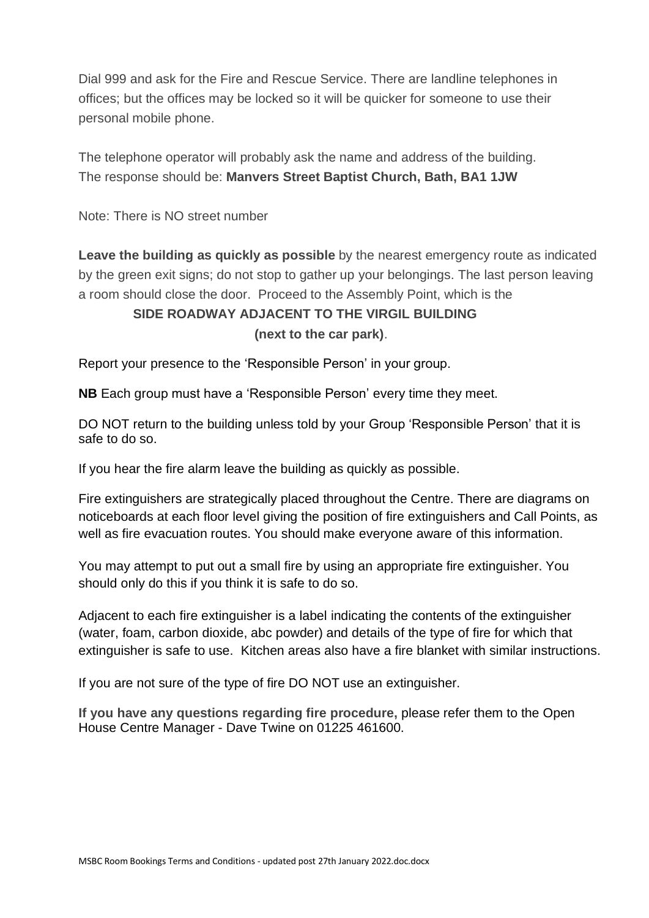Dial 999 and ask for the Fire and Rescue Service. There are landline telephones in offices; but the offices may be locked so it will be quicker for someone to use their personal mobile phone.

The telephone operator will probably ask the name and address of the building.
The response should be: **Manvers Street Baptist Church, Bath, BA1 1JW**

Note: There is NO street number

**Leave the building as quickly as possible** by the nearest emergency route as indicated by the green exit signs; do not stop to gather up your belongings. The last person leaving a room should close the door. Proceed to the Assembly Point, which is the

**SIDE ROADWAY ADJACENT TO THE VIRGIL BUILDING**
**(next to the car park)**.

Report your presence to the 'Responsible Person' in your group.

**NB** Each group must have a 'Responsible Person' every time they meet.

DO NOT return to the building unless told by your Group 'Responsible Person' that it is safe to do so.

If you hear the fire alarm leave the building as quickly as possible.

Fire extinguishers are strategically placed throughout the Centre. There are diagrams on noticeboards at each floor level giving the position of fire extinguishers and Call Points, as well as fire evacuation routes. You should make everyone aware of this information.

You may attempt to put out a small fire by using an appropriate fire extinguisher. You should only do this if you think it is safe to do so.

Adjacent to each fire extinguisher is a label indicating the contents of the extinguisher (water, foam, carbon dioxide, abc powder) and details of the type of fire for which that extinguisher is safe to use. Kitchen areas also have a fire blanket with similar instructions.

If you are not sure of the type of fire DO NOT use an extinguisher.

**If you have any questions regarding fire procedure,** please refer them to the Open House Centre Manager - Dave Twine on 01225 461600.